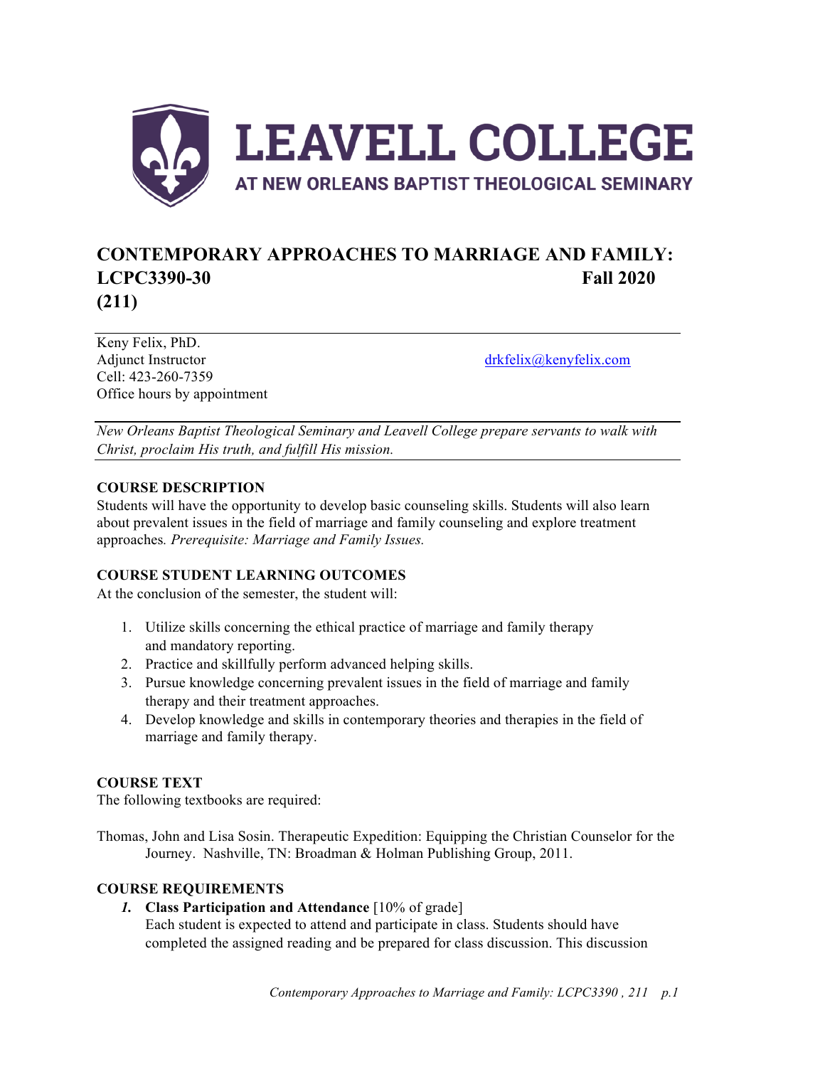# LEAVELL COLLEGE

AT NEW ORLEANS BAPTIST THEOLOGICAL SEMINARY

## CONTEMPORARY APPROACHES TO MARRIAGE AND FAMILY: LCPC3390-30 Fall 2020 (211)

Keny Felix, PhD.
Adjunct Instructor drkfelix@kenyfelix.com
Cell: 423-260-7359
Office hours by appointment

*New Orleans Baptist Theological Seminary and Leavell College prepare servants to walk with Christ, proclaim His truth, and fulfill His mission.*

### COURSE DESCRIPTION

Students will have the opportunity to develop basic counseling skills. Students will also learn about prevalent issues in the field of marriage and family counseling and explore treatment approaches*. Prerequisite: Marriage and Family Issues.*

### COURSE STUDENT LEARNING OUTCOMES

At the conclusion of the semester, the student will:

1. Utilize skills concerning the ethical practice of marriage and family therapy and mandatory reporting.
2. Practice and skillfully perform advanced helping skills.
3. Pursue knowledge concerning prevalent issues in the field of marriage and family therapy and their treatment approaches.
4. Develop knowledge and skills in contemporary theories and therapies in the field of marriage and family therapy.

### COURSE TEXT

The following textbooks are required:

Thomas, John and Lisa Sosin. Therapeutic Expedition: Equipping the Christian Counselor for the Journey. Nashville, TN: Broadman & Holman Publishing Group, 2011.

### COURSE REQUIREMENTS

1. **Class Participation and Attendance** [10% of grade]
   Each student is expected to attend and participate in class. Students should have completed the assigned reading and be prepared for class discussion. This discussion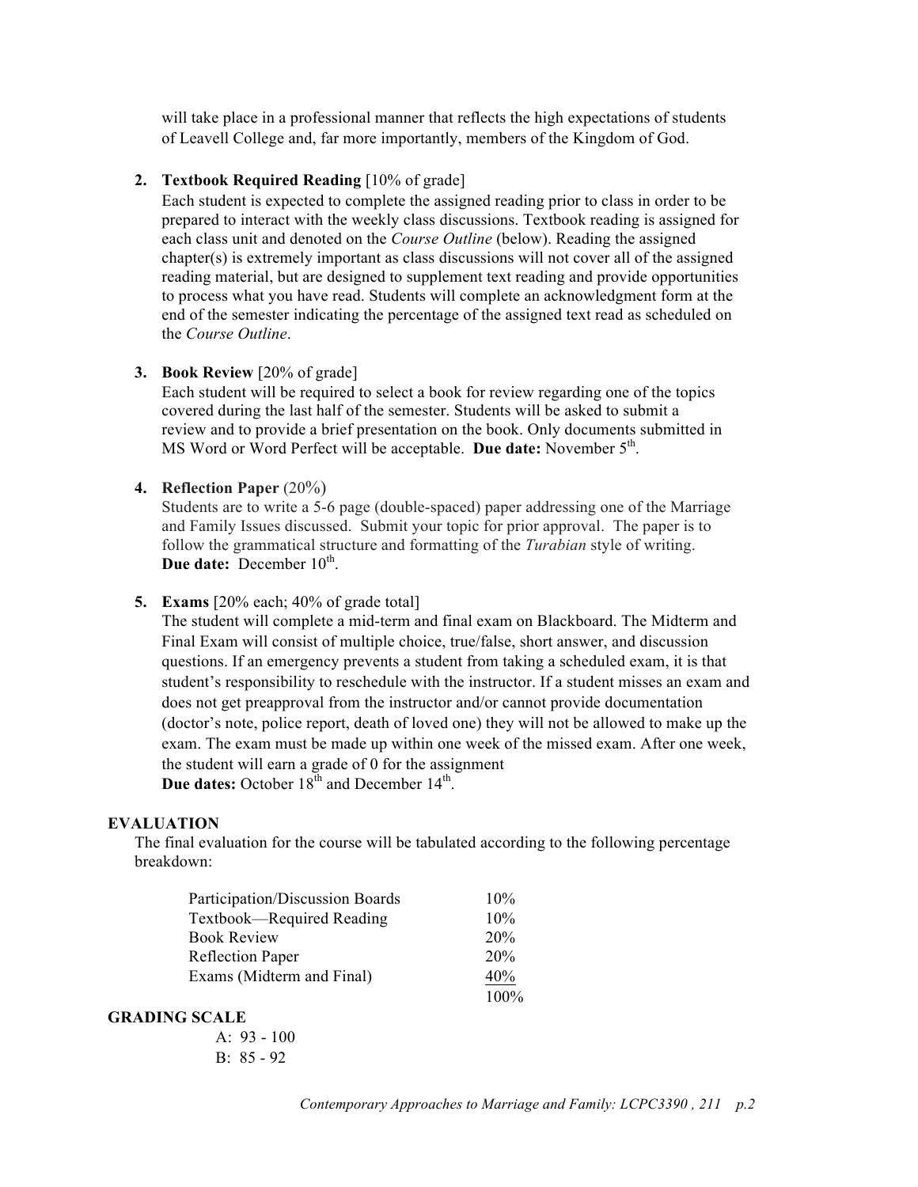will take place in a professional manner that reflects the high expectations of students of Leavell College and, far more importantly, members of the Kingdom of God.

2. **Textbook Required Reading** [10% of grade]
   Each student is expected to complete the assigned reading prior to class in order to be prepared to interact with the weekly class discussions. Textbook reading is assigned for each class unit and denoted on the *Course Outline* (below). Reading the assigned chapter(s) is extremely important as class discussions will not cover all of the assigned reading material, but are designed to supplement text reading and provide opportunities to process what you have read. Students will complete an acknowledgment form at the end of the semester indicating the percentage of the assigned text read as scheduled on the *Course Outline*.

3. **Book Review** [20% of grade]
   Each student will be required to select a book for review regarding one of the topics covered during the last half of the semester. Students will be asked to submit a review and to provide a brief presentation on the book. Only documents submitted in MS Word or Word Perfect will be acceptable. **Due date:** November 5th.

4. **Reflection Paper** (20%)
   Students are to write a 5-6 page (double-spaced) paper addressing one of the Marriage and Family Issues discussed. Submit your topic for prior approval. The paper is to follow the grammatical structure and formatting of the *Turabian* style of writing.
   **Due date:** December 10th.

5. **Exams** [20% each; 40% of grade total]
   The student will complete a mid-term and final exam on Blackboard. The Midterm and Final Exam will consist of multiple choice, true/false, short answer, and discussion questions. If an emergency prevents a student from taking a scheduled exam, it is that student's responsibility to reschedule with the instructor. If a student misses an exam and does not get preapproval from the instructor and/or cannot provide documentation (doctor's note, police report, death of loved one) they will not be allowed to make up the exam. The exam must be made up within one week of the missed exam. After one week, the student will earn a grade of 0 for the assignment
   **Due dates:** October 18th and December 14th.

## EVALUATION

The final evaluation for the course will be tabulated according to the following percentage breakdown:

| Component | Percentage |
| --- | --- |
| Participation/Discussion Boards | 10% |
| Textbook—Required Reading | 10% |
| Book Review | 20% |
| Reflection Paper | 20% |
| Exams (Midterm and Final) | 40% |
| | 100% |

## GRADING SCALE

A: 93 - 100
B: 85 - 92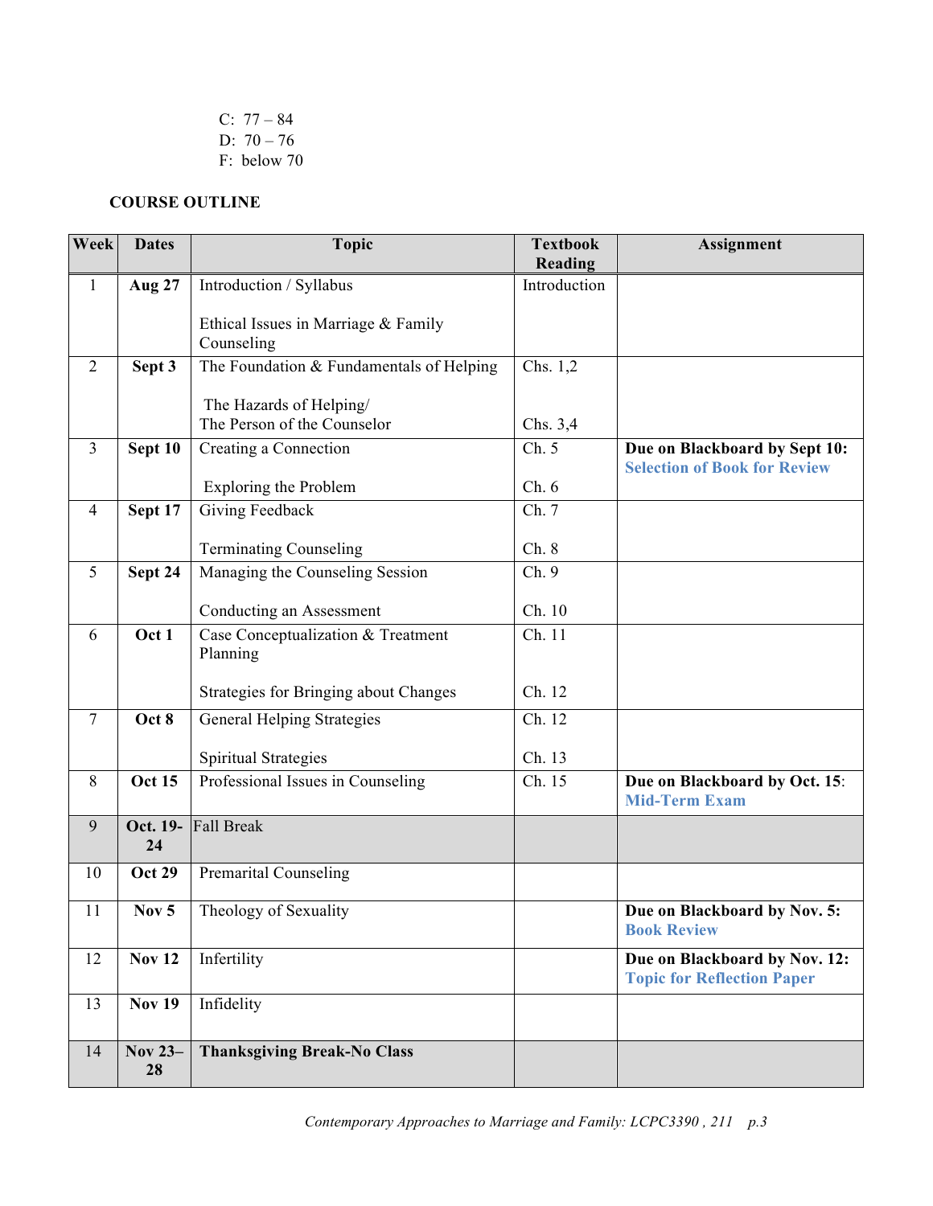C: 77 – 84
D: 70 – 76
F: below 70

**COURSE OUTLINE**

| Week | Dates | Topic | Textbook Reading | Assignment |
|---|---|---|---|---|
| 1 | **Aug 27** | Introduction / Syllabus<br><br>Ethical Issues in Marriage & Family Counseling | Introduction | |
| 2 | **Sept 3** | The Foundation & Fundamentals of Helping<br><br>The Hazards of Helping/ The Person of the Counselor | Chs. 1,2<br><br>Chs. 3,4 | |
| 3 | **Sept 10** | Creating a Connection<br><br>Exploring the Problem | Ch. 5<br><br>Ch. 6 | **Due on Blackboard by Sept 10: Selection of Book for Review** |
| 4 | **Sept 17** | Giving Feedback<br><br>Terminating Counseling | Ch. 7<br><br>Ch. 8 | |
| 5 | **Sept 24** | Managing the Counseling Session<br><br>Conducting an Assessment | Ch. 9<br><br>Ch. 10 | |
| 6 | **Oct 1** | Case Conceptualization & Treatment Planning<br><br>Strategies for Bringing about Changes | Ch. 11<br><br>Ch. 12 | |
| 7 | **Oct 8** | General Helping Strategies<br><br>Spiritual Strategies | Ch. 12<br><br>Ch. 13 | |
| 8 | **Oct 15** | Professional Issues in Counseling | Ch. 15 | **Due on Blackboard by Oct. 15: Mid-Term Exam** |
| 9 | **Oct. 19-24** | Fall Break | | |
| 10 | **Oct 29** | Premarital Counseling | | |
| 11 | **Nov 5** | Theology of Sexuality | | **Due on Blackboard by Nov. 5: Book Review** |
| 12 | **Nov 12** | Infertility | | **Due on Blackboard by Nov. 12: Topic for Reflection Paper** |
| 13 | **Nov 19** | Infidelity | | |
| 14 | **Nov 23–28** | **Thanksgiving Break-No Class** | | |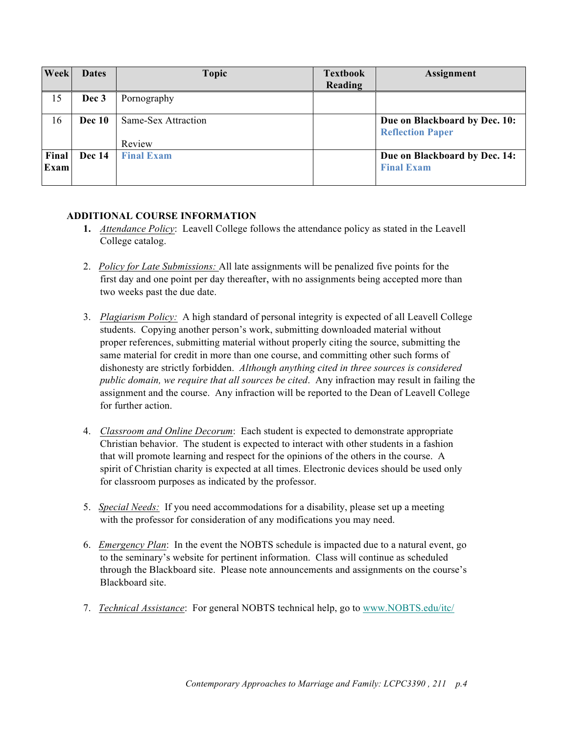| Week | Dates | Topic | Textbook Reading | Assignment |
|---|---|---|---|---|
| 15 | **Dec 3** | Pornography | | |
| 16 | **Dec 10** | Same-Sex Attraction<br><br>Review | | **Due on Blackboard by Dec. 10: Reflection Paper** |
| **Final Exam** | **Dec 14** | **Final Exam** | | **Due on Blackboard by Dec. 14: Final Exam** |

**ADDITIONAL COURSE INFORMATION**

1. *Attendance Policy*: Leavell College follows the attendance policy as stated in the Leavell College catalog.

2. *Policy for Late Submissions:* All late assignments will be penalized five points for the first day and one point per day thereafter, with no assignments being accepted more than two weeks past the due date.

3. *Plagiarism Policy:* A high standard of personal integrity is expected of all Leavell College students. Copying another person's work, submitting downloaded material without proper references, submitting material without properly citing the source, submitting the same material for credit in more than one course, and committing other such forms of dishonesty are strictly forbidden. *Although anything cited in three sources is considered public domain, we require that all sources be cited*. Any infraction may result in failing the assignment and the course. Any infraction will be reported to the Dean of Leavell College for further action.

4. *Classroom and Online Decorum*: Each student is expected to demonstrate appropriate Christian behavior. The student is expected to interact with other students in a fashion that will promote learning and respect for the opinions of the others in the course. A spirit of Christian charity is expected at all times. Electronic devices should be used only for classroom purposes as indicated by the professor.

5. *Special Needs:* If you need accommodations for a disability, please set up a meeting with the professor for consideration of any modifications you may need.

6. *Emergency Plan*: In the event the NOBTS schedule is impacted due to a natural event, go to the seminary's website for pertinent information. Class will continue as scheduled through the Blackboard site. Please note announcements and assignments on the course's Blackboard site.

7. *Technical Assistance*: For general NOBTS technical help, go to www.NOBTS.edu/itc/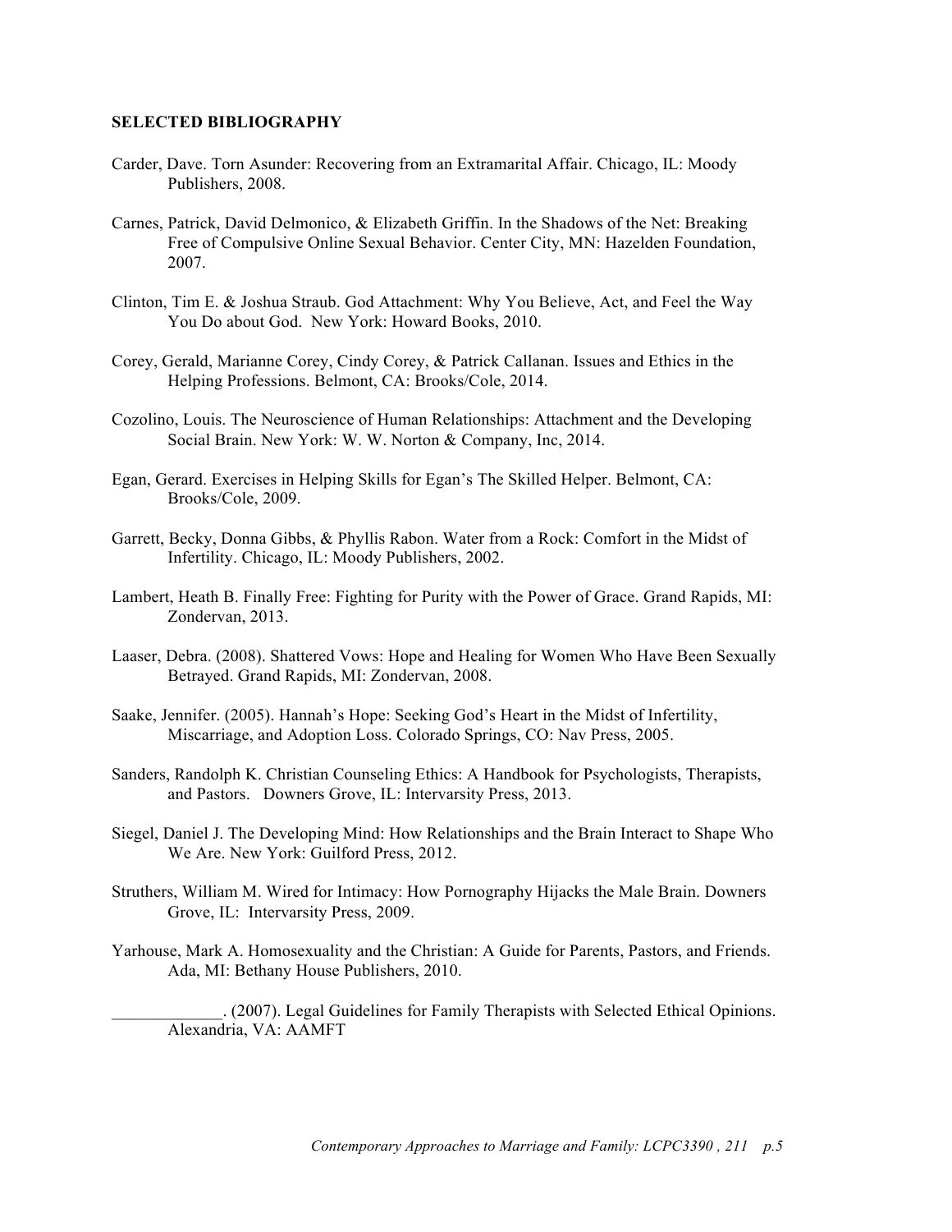**SELECTED BIBLIOGRAPHY**

Carder, Dave. Torn Asunder: Recovering from an Extramarital Affair. Chicago, IL: Moody Publishers, 2008.

Carnes, Patrick, David Delmonico, & Elizabeth Griffin. In the Shadows of the Net: Breaking Free of Compulsive Online Sexual Behavior. Center City, MN: Hazelden Foundation, 2007.

Clinton, Tim E. & Joshua Straub. God Attachment: Why You Believe, Act, and Feel the Way You Do about God. New York: Howard Books, 2010.

Corey, Gerald, Marianne Corey, Cindy Corey, & Patrick Callanan. Issues and Ethics in the Helping Professions. Belmont, CA: Brooks/Cole, 2014.

Cozolino, Louis. The Neuroscience of Human Relationships: Attachment and the Developing Social Brain. New York: W. W. Norton & Company, Inc, 2014.

Egan, Gerard. Exercises in Helping Skills for Egan's The Skilled Helper. Belmont, CA: Brooks/Cole, 2009.

Garrett, Becky, Donna Gibbs, & Phyllis Rabon. Water from a Rock: Comfort in the Midst of Infertility. Chicago, IL: Moody Publishers, 2002.

Lambert, Heath B. Finally Free: Fighting for Purity with the Power of Grace. Grand Rapids, MI: Zondervan, 2013.

Laaser, Debra. (2008). Shattered Vows: Hope and Healing for Women Who Have Been Sexually Betrayed. Grand Rapids, MI: Zondervan, 2008.

Saake, Jennifer. (2005). Hannah's Hope: Seeking God's Heart in the Midst of Infertility, Miscarriage, and Adoption Loss. Colorado Springs, CO: Nav Press, 2005.

Sanders, Randolph K. Christian Counseling Ethics: A Handbook for Psychologists, Therapists, and Pastors. Downers Grove, IL: Intervarsity Press, 2013.

Siegel, Daniel J. The Developing Mind: How Relationships and the Brain Interact to Shape Who We Are. New York: Guilford Press, 2012.

Struthers, William M. Wired for Intimacy: How Pornography Hijacks the Male Brain. Downers Grove, IL: Intervarsity Press, 2009.

Yarhouse, Mark A. Homosexuality and the Christian: A Guide for Parents, Pastors, and Friends. Ada, MI: Bethany House Publishers, 2010.

_____________. (2007). Legal Guidelines for Family Therapists with Selected Ethical Opinions. Alexandria, VA: AAMFT